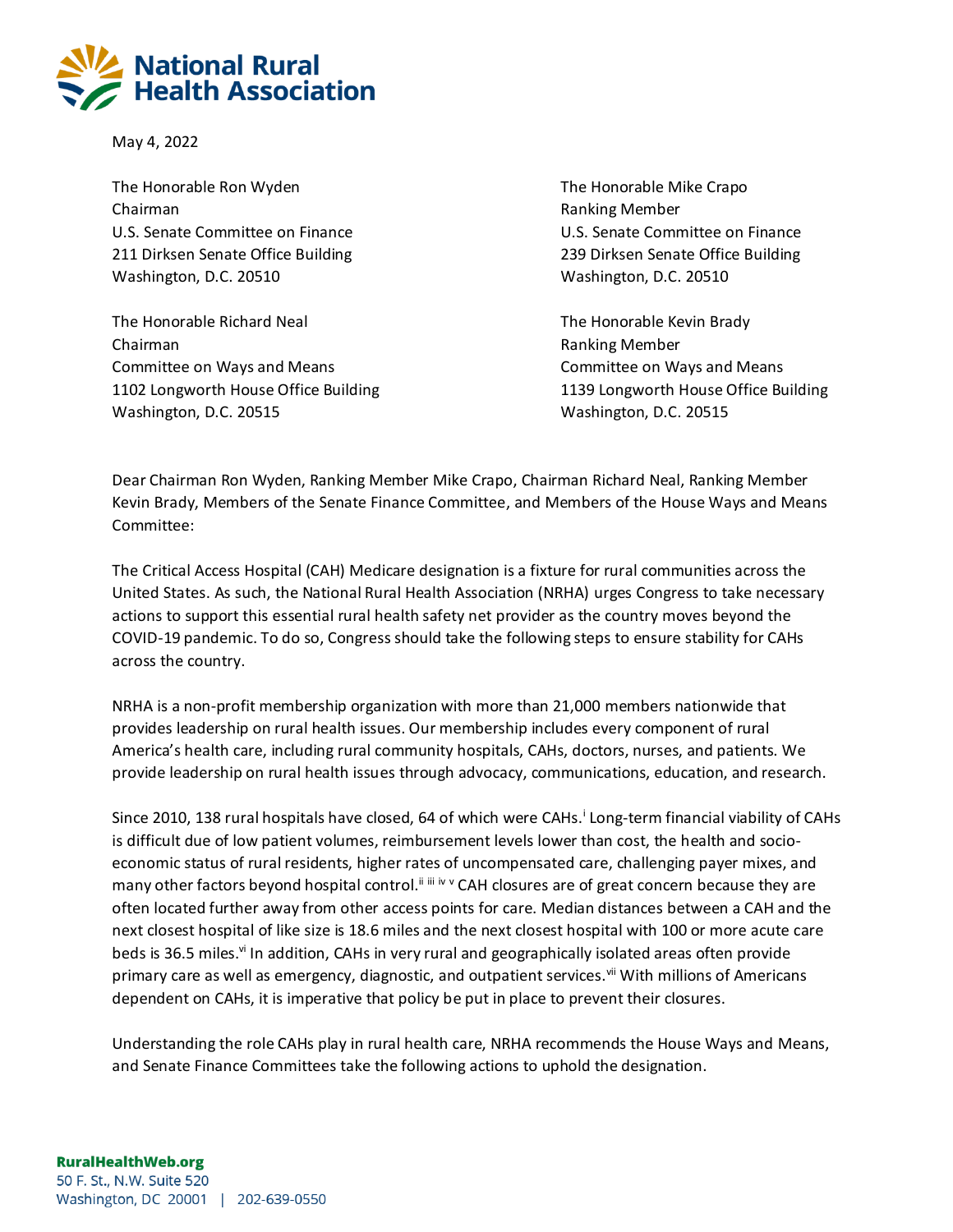# National Rural Health Association

May 4, 2022

The Honorable Ron Wyden
Chairman
U.S. Senate Committee on Finance
211 Dirksen Senate Office Building
Washington, D.C. 20510

The Honorable Mike Crapo
Ranking Member
U.S. Senate Committee on Finance
239 Dirksen Senate Office Building
Washington, D.C. 20510

The Honorable Richard Neal
Chairman
Committee on Ways and Means
1102 Longworth House Office Building
Washington, D.C. 20515

The Honorable Kevin Brady
Ranking Member
Committee on Ways and Means
1139 Longworth House Office Building
Washington, D.C. 20515

Dear Chairman Ron Wyden, Ranking Member Mike Crapo, Chairman Richard Neal, Ranking Member Kevin Brady, Members of the Senate Finance Committee, and Members of the House Ways and Means Committee:

The Critical Access Hospital (CAH) Medicare designation is a fixture for rural communities across the United States. As such, the National Rural Health Association (NRHA) urges Congress to take necessary actions to support this essential rural health safety net provider as the country moves beyond the COVID-19 pandemic. To do so, Congress should take the following steps to ensure stability for CAHs across the country.

NRHA is a non-profit membership organization with more than 21,000 members nationwide that provides leadership on rural health issues. Our membership includes every component of rural America's health care, including rural community hospitals, CAHs, doctors, nurses, and patients. We provide leadership on rural health issues through advocacy, communications, education, and research.

Since 2010, 138 rural hospitals have closed, 64 of which were CAHs.[i] Long-term financial viability of CAHs is difficult due of low patient volumes, reimbursement levels lower than cost, the health and socio-economic status of rural residents, higher rates of uncompensated care, challenging payer mixes, and many other factors beyond hospital control.[ii iii iv v] CAH closures are of great concern because they are often located further away from other access points for care. Median distances between a CAH and the next closest hospital of like size is 18.6 miles and the next closest hospital with 100 or more acute care beds is 36.5 miles.[vi] In addition, CAHs in very rural and geographically isolated areas often provide primary care as well as emergency, diagnostic, and outpatient services.[vii] With millions of Americans dependent on CAHs, it is imperative that policy be put in place to prevent their closures.

Understanding the role CAHs play in rural health care, NRHA recommends the House Ways and Means, and Senate Finance Committees take the following actions to uphold the designation.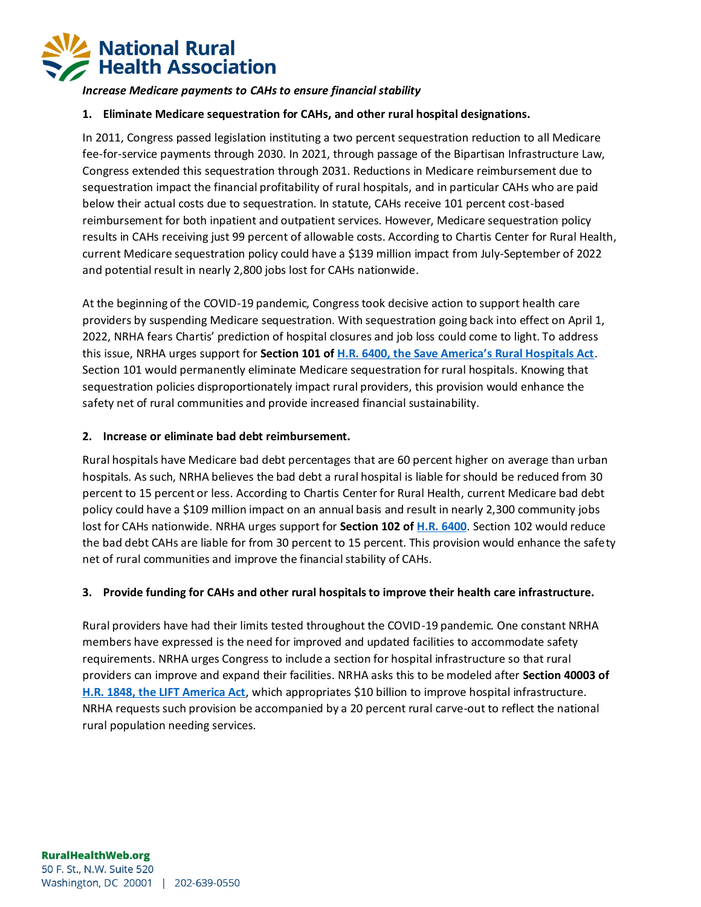*Increase Medicare payments to CAHs to ensure financial stability*

**1. Eliminate Medicare sequestration for CAHs, and other rural hospital designations.**

In 2011, Congress passed legislation instituting a two percent sequestration reduction to all Medicare fee-for-service payments through 2030. In 2021, through passage of the Bipartisan Infrastructure Law, Congress extended this sequestration through 2031. Reductions in Medicare reimbursement due to sequestration impact the financial profitability of rural hospitals, and in particular CAHs who are paid below their actual costs due to sequestration. In statute, CAHs receive 101 percent cost-based reimbursement for both inpatient and outpatient services. However, Medicare sequestration policy results in CAHs receiving just 99 percent of allowable costs. According to Chartis Center for Rural Health, current Medicare sequestration policy could have a $139 million impact from July-September of 2022 and potential result in nearly 2,800 jobs lost for CAHs nationwide.

At the beginning of the COVID-19 pandemic, Congress took decisive action to support health care providers by suspending Medicare sequestration. With sequestration going back into effect on April 1, 2022, NRHA fears Chartis' prediction of hospital closures and job loss could come to light. To address this issue, NRHA urges support for **Section 101 of H.R. 6400, the Save America's Rural Hospitals Act**. Section 101 would permanently eliminate Medicare sequestration for rural hospitals. Knowing that sequestration policies disproportionately impact rural providers, this provision would enhance the safety net of rural communities and provide increased financial sustainability.

**2. Increase or eliminate bad debt reimbursement.**

Rural hospitals have Medicare bad debt percentages that are 60 percent higher on average than urban hospitals. As such, NRHA believes the bad debt a rural hospital is liable for should be reduced from 30 percent to 15 percent or less. According to Chartis Center for Rural Health, current Medicare bad debt policy could have a $109 million impact on an annual basis and result in nearly 2,300 community jobs lost for CAHs nationwide. NRHA urges support for **Section 102 of H.R. 6400**. Section 102 would reduce the bad debt CAHs are liable for from 30 percent to 15 percent. This provision would enhance the safety net of rural communities and improve the financial stability of CAHs.

**3. Provide funding for CAHs and other rural hospitals to improve their health care infrastructure.**

Rural providers have had their limits tested throughout the COVID-19 pandemic. One constant NRHA members have expressed is the need for improved and updated facilities to accommodate safety requirements. NRHA urges Congress to include a section for hospital infrastructure so that rural providers can improve and expand their facilities. NRHA asks this to be modeled after **Section 40003 of H.R. 1848, the LIFT America Act**, which appropriates $10 billion to improve hospital infrastructure. NRHA requests such provision be accompanied by a 20 percent rural carve-out to reflect the national rural population needing services.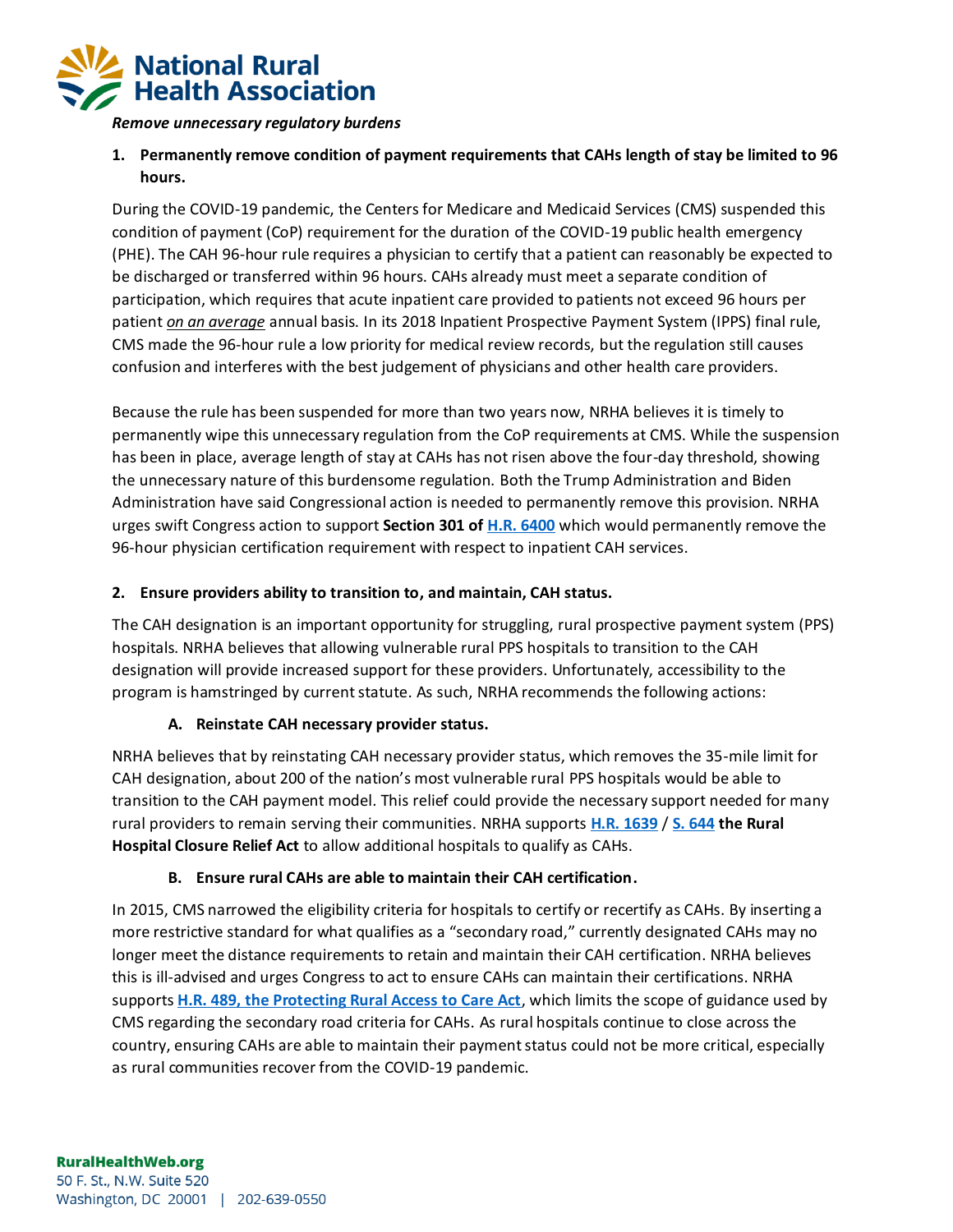*Remove unnecessary regulatory burdens*

1. **Permanently remove condition of payment requirements that CAHs length of stay be limited to 96 hours.**

During the COVID-19 pandemic, the Centers for Medicare and Medicaid Services (CMS) suspended this condition of payment (CoP) requirement for the duration of the COVID-19 public health emergency (PHE). The CAH 96-hour rule requires a physician to certify that a patient can reasonably be expected to be discharged or transferred within 96 hours. CAHs already must meet a separate condition of participation, which requires that acute inpatient care provided to patients not exceed 96 hours per patient *on an average* annual basis. In its 2018 Inpatient Prospective Payment System (IPPS) final rule, CMS made the 96-hour rule a low priority for medical review records, but the regulation still causes confusion and interferes with the best judgement of physicians and other health care providers.

Because the rule has been suspended for more than two years now, NRHA believes it is timely to permanently wipe this unnecessary regulation from the CoP requirements at CMS. While the suspension has been in place, average length of stay at CAHs has not risen above the four-day threshold, showing the unnecessary nature of this burdensome regulation. Both the Trump Administration and Biden Administration have said Congressional action is needed to permanently remove this provision. NRHA urges swift Congress action to support **Section 301 of H.R. 6400** which would permanently remove the 96-hour physician certification requirement with respect to inpatient CAH services.

2. **Ensure providers ability to transition to, and maintain, CAH status.**

The CAH designation is an important opportunity for struggling, rural prospective payment system (PPS) hospitals. NRHA believes that allowing vulnerable rural PPS hospitals to transition to the CAH designation will provide increased support for these providers. Unfortunately, accessibility to the program is hamstringed by current statute. As such, NRHA recommends the following actions:

   A. **Reinstate CAH necessary provider status.**

NRHA believes that by reinstating CAH necessary provider status, which removes the 35-mile limit for CAH designation, about 200 of the nation's most vulnerable rural PPS hospitals would be able to transition to the CAH payment model. This relief could provide the necessary support needed for many rural providers to remain serving their communities. NRHA supports H.R. 1639 / S. 644 **the Rural Hospital Closure Relief Act** to allow additional hospitals to qualify as CAHs.

   B. **Ensure rural CAHs are able to maintain their CAH certification.**

In 2015, CMS narrowed the eligibility criteria for hospitals to certify or recertify as CAHs. By inserting a more restrictive standard for what qualifies as a "secondary road," currently designated CAHs may no longer meet the distance requirements to retain and maintain their CAH certification. NRHA believes this is ill-advised and urges Congress to act to ensure CAHs can maintain their certifications. NRHA supports **H.R. 489, the Protecting Rural Access to Care Act**, which limits the scope of guidance used by CMS regarding the secondary road criteria for CAHs. As rural hospitals continue to close across the country, ensuring CAHs are able to maintain their payment status could not be more critical, especially as rural communities recover from the COVID-19 pandemic.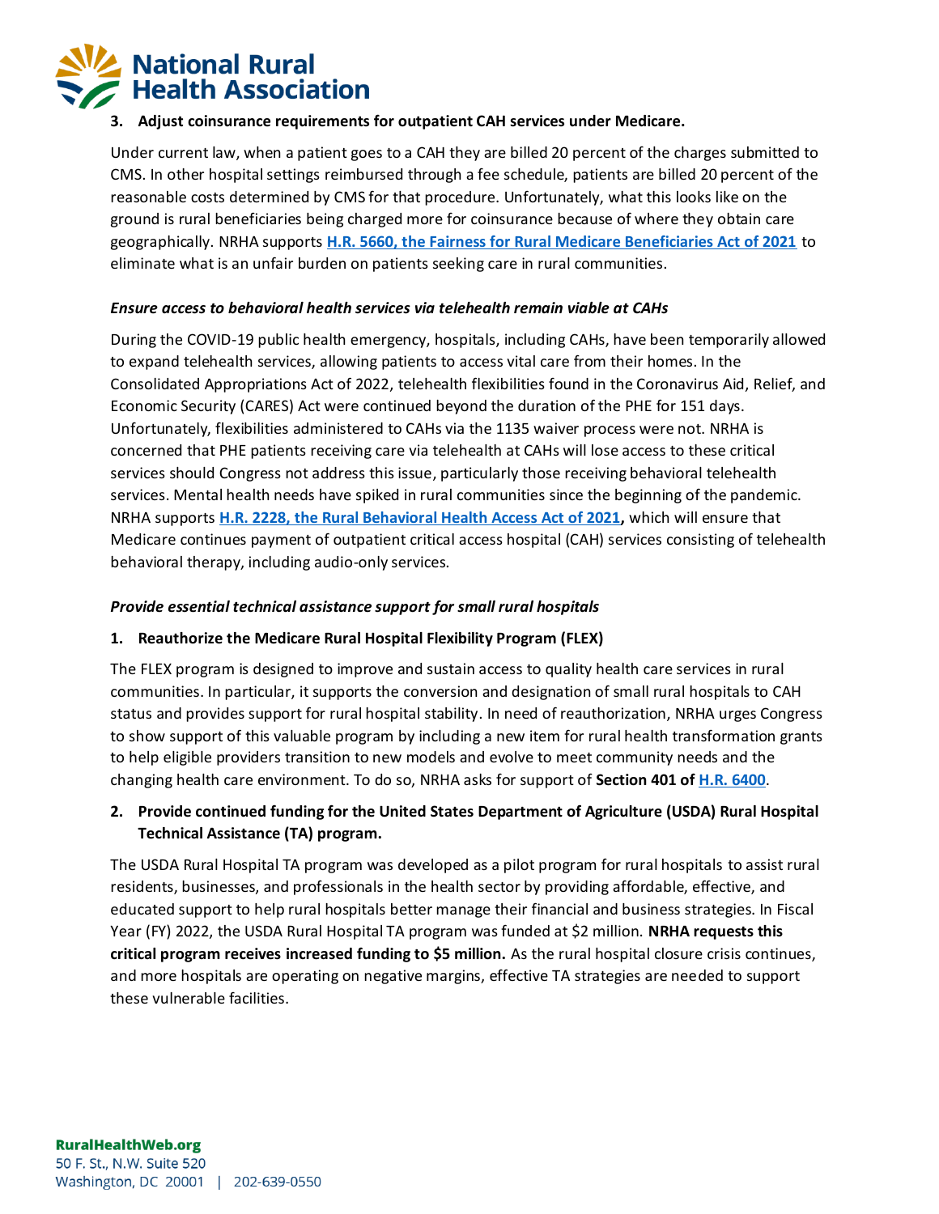**3. Adjust coinsurance requirements for outpatient CAH services under Medicare.**

Under current law, when a patient goes to a CAH they are billed 20 percent of the charges submitted to CMS. In other hospital settings reimbursed through a fee schedule, patients are billed 20 percent of the reasonable costs determined by CMS for that procedure. Unfortunately, what this looks like on the ground is rural beneficiaries being charged more for coinsurance because of where they obtain care geographically. NRHA supports **H.R. 5660, the Fairness for Rural Medicare Beneficiaries Act of 2021** to eliminate what is an unfair burden on patients seeking care in rural communities.

***Ensure access to behavioral health services via telehealth remain viable at CAHs***

During the COVID-19 public health emergency, hospitals, including CAHs, have been temporarily allowed to expand telehealth services, allowing patients to access vital care from their homes. In the Consolidated Appropriations Act of 2022, telehealth flexibilities found in the Coronavirus Aid, Relief, and Economic Security (CARES) Act were continued beyond the duration of the PHE for 151 days. Unfortunately, flexibilities administered to CAHs via the 1135 waiver process were not. NRHA is concerned that PHE patients receiving care via telehealth at CAHs will lose access to these critical services should Congress not address this issue, particularly those receiving behavioral telehealth services. Mental health needs have spiked in rural communities since the beginning of the pandemic. NRHA supports **H.R. 2228, the Rural Behavioral Health Access Act of 2021,** which will ensure that Medicare continues payment of outpatient critical access hospital (CAH) services consisting of telehealth behavioral therapy, including audio-only services.

***Provide essential technical assistance support for small rural hospitals***

**1. Reauthorize the Medicare Rural Hospital Flexibility Program (FLEX)**

The FLEX program is designed to improve and sustain access to quality health care services in rural communities. In particular, it supports the conversion and designation of small rural hospitals to CAH status and provides support for rural hospital stability. In need of reauthorization, NRHA urges Congress to show support of this valuable program by including a new item for rural health transformation grants to help eligible providers transition to new models and evolve to meet community needs and the changing health care environment. To do so, NRHA asks for support of **Section 401 of H.R. 6400**.

**2. Provide continued funding for the United States Department of Agriculture (USDA) Rural Hospital Technical Assistance (TA) program.**

The USDA Rural Hospital TA program was developed as a pilot program for rural hospitals to assist rural residents, businesses, and professionals in the health sector by providing affordable, effective, and educated support to help rural hospitals better manage their financial and business strategies. In Fiscal Year (FY) 2022, the USDA Rural Hospital TA program was funded at $2 million. **NRHA requests this critical program receives increased funding to $5 million.** As the rural hospital closure crisis continues, and more hospitals are operating on negative margins, effective TA strategies are needed to support these vulnerable facilities.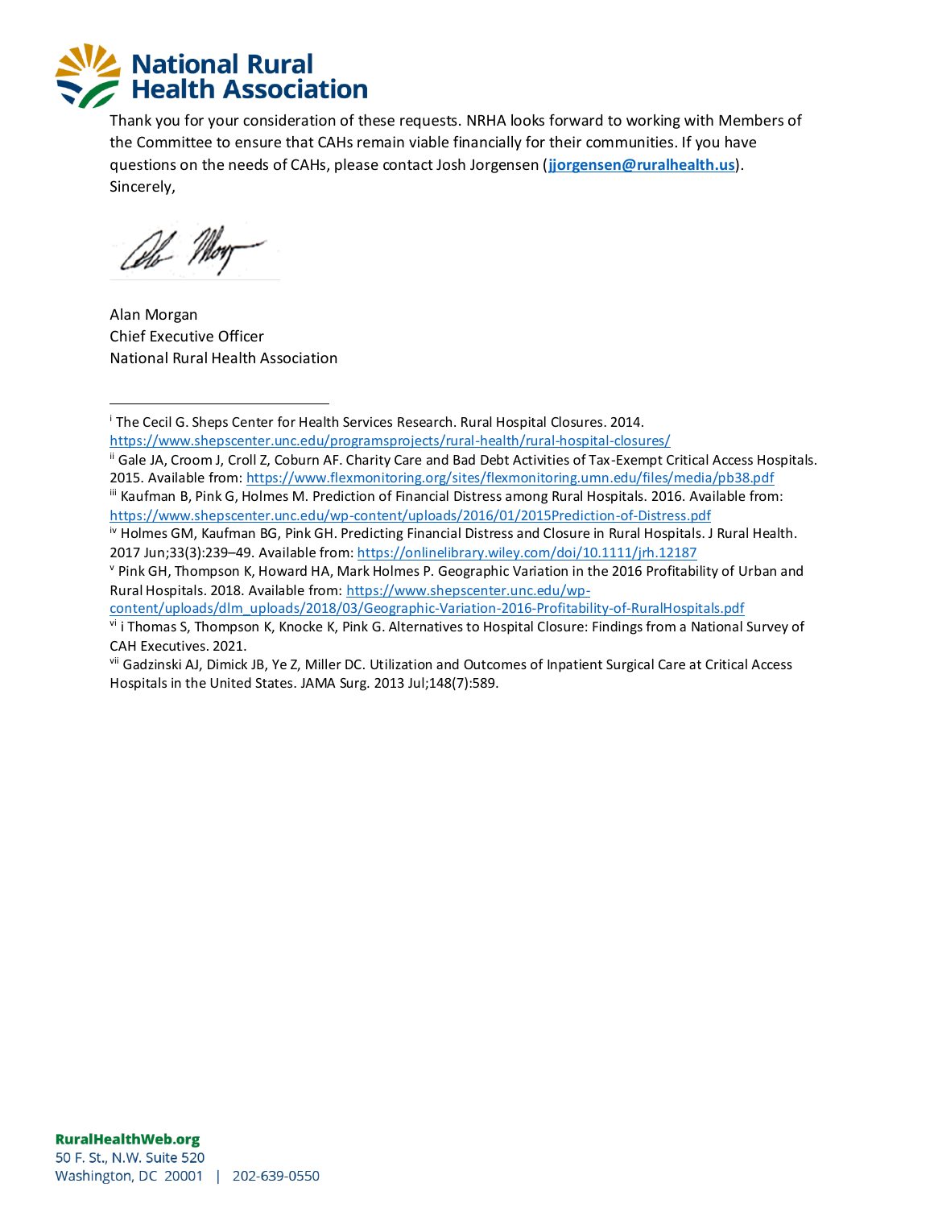Thank you for your consideration of these requests. NRHA looks forward to working with Members of the Committee to ensure that CAHs remain viable financially for their communities. If you have questions on the needs of CAHs, please contact Josh Jorgensen (**jjorgensen@ruralhealth.us**).

Sincerely,

Alan Morgan
Chief Executive Officer
National Rural Health Association

---

[i] The Cecil G. Sheps Center for Health Services Research. Rural Hospital Closures. 2014. https://www.shepscenter.unc.edu/programsprojects/rural-health/rural-hospital-closures/

[ii] Gale JA, Croom J, Croll Z, Coburn AF. Charity Care and Bad Debt Activities of Tax-Exempt Critical Access Hospitals. 2015. Available from: https://www.flexmonitoring.org/sites/flexmonitoring.umn.edu/files/media/pb38.pdf

[iii] Kaufman B, Pink G, Holmes M. Prediction of Financial Distress among Rural Hospitals. 2016. Available from: https://www.shepscenter.unc.edu/wp-content/uploads/2016/01/2015Prediction-of-Distress.pdf

[iv] Holmes GM, Kaufman BG, Pink GH. Predicting Financial Distress and Closure in Rural Hospitals. J Rural Health. 2017 Jun;33(3):239–49. Available from: https://onlinelibrary.wiley.com/doi/10.1111/jrh.12187

[v] Pink GH, Thompson K, Howard HA, Mark Holmes P. Geographic Variation in the 2016 Profitability of Urban and Rural Hospitals. 2018. Available from: https://www.shepscenter.unc.edu/wp-content/uploads/dlm_uploads/2018/03/Geographic-Variation-2016-Profitability-of-RuralHospitals.pdf

[vi] i Thomas S, Thompson K, Knocke K, Pink G. Alternatives to Hospital Closure: Findings from a National Survey of CAH Executives. 2021.

[vii] Gadzinski AJ, Dimick JB, Ye Z, Miller DC. Utilization and Outcomes of Inpatient Surgical Care at Critical Access Hospitals in the United States. JAMA Surg. 2013 Jul;148(7):589.

**RuralHealthWeb.org**
50 F. St., N.W. Suite 520
Washington, DC 20001 | 202-639-0550